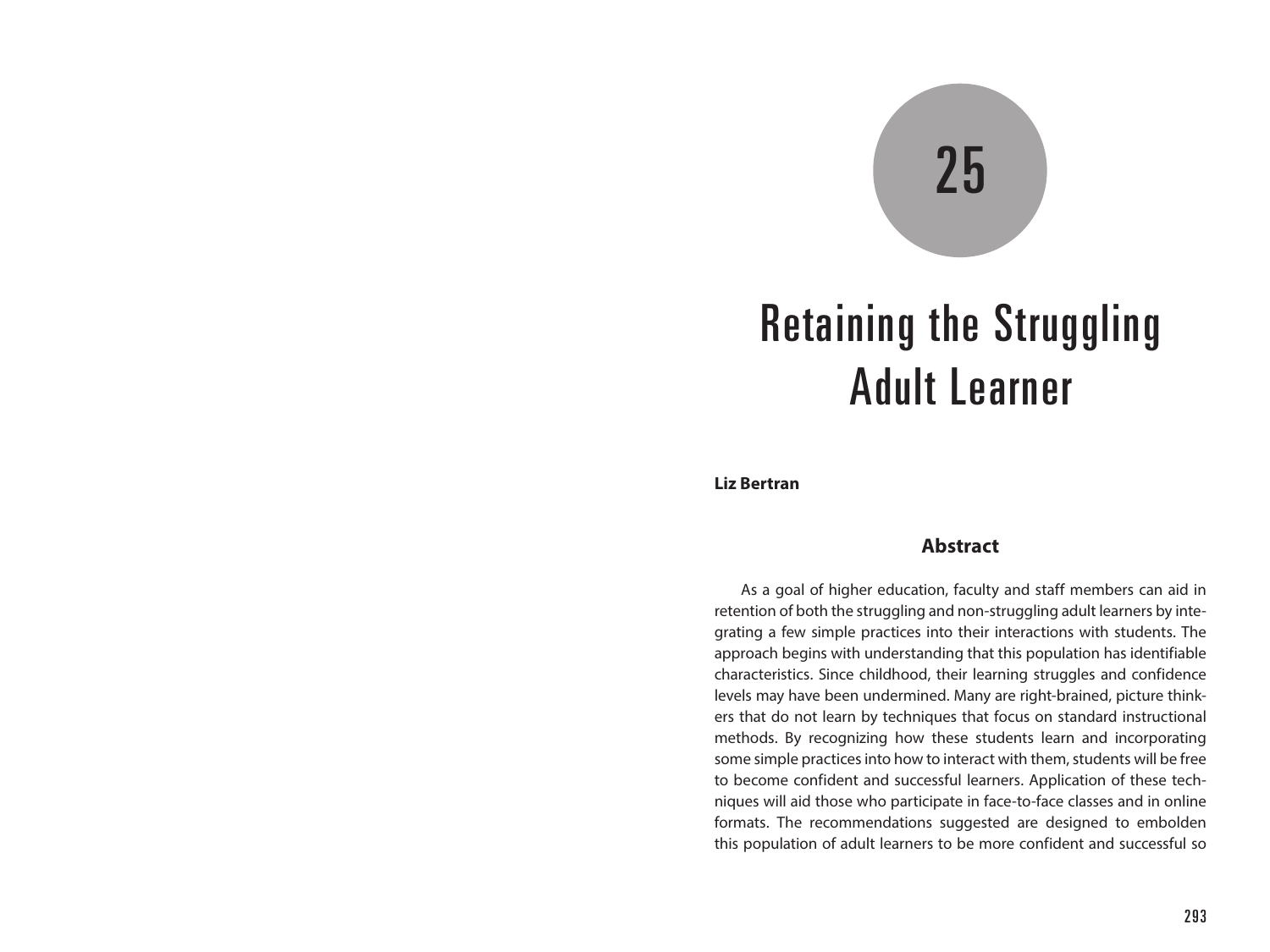# 25

# Retaining the Struggling Adult Learner

**Liz Bertran**

## Abstract

As a goal of higher education, faculty and staff members can aid in retention of both the struggling and non-struggling adult learners by integrating a few simple practices into their interactions with students. The approach begins with understanding that this population has identifiable characteristics. Since childhood, their learning struggles and confidence levels may have been undermined. Many are right-brained, picture thinkers that do not learn by techniques that focus on standard instructional methods. By recognizing how these students learn and incorporating some simple practices into how to interact with them, students will be free to become confident and successful learners. Application of these techniques will aid those who participate in face-to-face classes and in online formats. The recommendations suggested are designed to embolden this population of adult learners to be more confident and successful so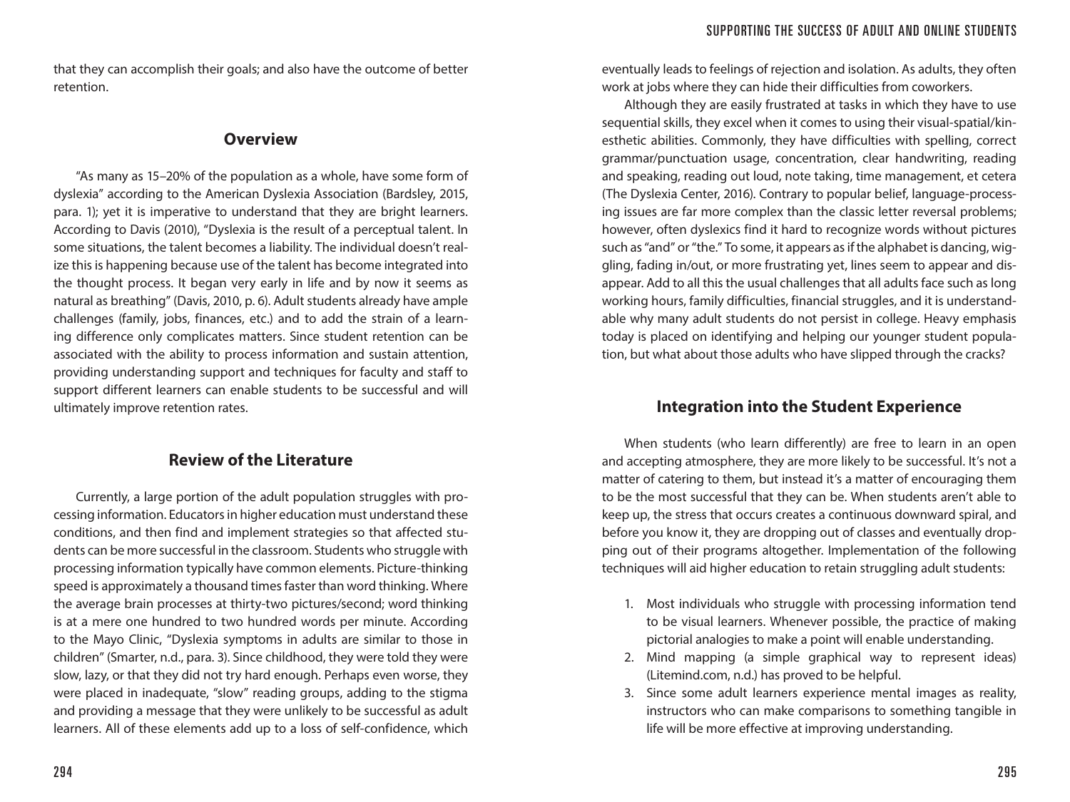that they can accomplish their goals; and also have the outcome of better retention.

## Overview

"As many as 15–20% of the population as a whole, have some form of dyslexia" according to the American Dyslexia Association (Bardsley, 2015, para. 1); yet it is imperative to understand that they are bright learners. According to Davis (2010), "Dyslexia is the result of a perceptual talent. In some situations, the talent becomes a liability. The individual doesn't realize this is happening because use of the talent has become integrated into the thought process. It began very early in life and by now it seems as natural as breathing" (Davis, 2010, p. 6). Adult students already have ample challenges (family, jobs, finances, etc.) and to add the strain of a learning difference only complicates matters. Since student retention can be associated with the ability to process information and sustain attention, providing understanding support and techniques for faculty and staff to support different learners can enable students to be successful and will ultimately improve retention rates.

## Review of the Literature

Currently, a large portion of the adult population struggles with processing information. Educators in higher education must understand these conditions, and then find and implement strategies so that affected students can be more successful in the classroom. Students who struggle with processing information typically have common elements. Picture-thinking speed is approximately a thousand times faster than word thinking. Where the average brain processes at thirty-two pictures/second; word thinking is at a mere one hundred to two hundred words per minute. According to the Mayo Clinic, "Dyslexia symptoms in adults are similar to those in children" (Smarter, n.d., para. 3). Since childhood, they were told they were slow, lazy, or that they did not try hard enough. Perhaps even worse, they were placed in inadequate, "slow" reading groups, adding to the stigma and providing a message that they were unlikely to be successful as adult learners. All of these elements add up to a loss of self-confidence, which eventually leads to feelings of rejection and isolation. As adults, they often work at jobs where they can hide their difficulties from coworkers.

Although they are easily frustrated at tasks in which they have to use sequential skills, they excel when it comes to using their visual-spatial/kinesthetic abilities. Commonly, they have difficulties with spelling, correct grammar/punctuation usage, concentration, clear handwriting, reading and speaking, reading out loud, note taking, time management, et cetera (The Dyslexia Center, 2016). Contrary to popular belief, language-processing issues are far more complex than the classic letter reversal problems; however, often dyslexics find it hard to recognize words without pictures such as "and" or "the." To some, it appears as if the alphabet is dancing, wiggling, fading in/out, or more frustrating yet, lines seem to appear and disappear. Add to all this the usual challenges that all adults face such as long working hours, family difficulties, financial struggles, and it is understandable why many adult students do not persist in college. Heavy emphasis today is placed on identifying and helping our younger student population, but what about those adults who have slipped through the cracks?

## Integration into the Student Experience

When students (who learn differently) are free to learn in an open and accepting atmosphere, they are more likely to be successful. It's not a matter of catering to them, but instead it's a matter of encouraging them to be the most successful that they can be. When students aren't able to keep up, the stress that occurs creates a continuous downward spiral, and before you know it, they are dropping out of classes and eventually dropping out of their programs altogether. Implementation of the following techniques will aid higher education to retain struggling adult students:

1. Most individuals who struggle with processing information tend to be visual learners. Whenever possible, the practice of making pictorial analogies to make a point will enable understanding.
2. Mind mapping (a simple graphical way to represent ideas) (Litemind.com, n.d.) has proved to be helpful.
3. Since some adult learners experience mental images as reality, instructors who can make comparisons to something tangible in life will be more effective at improving understanding.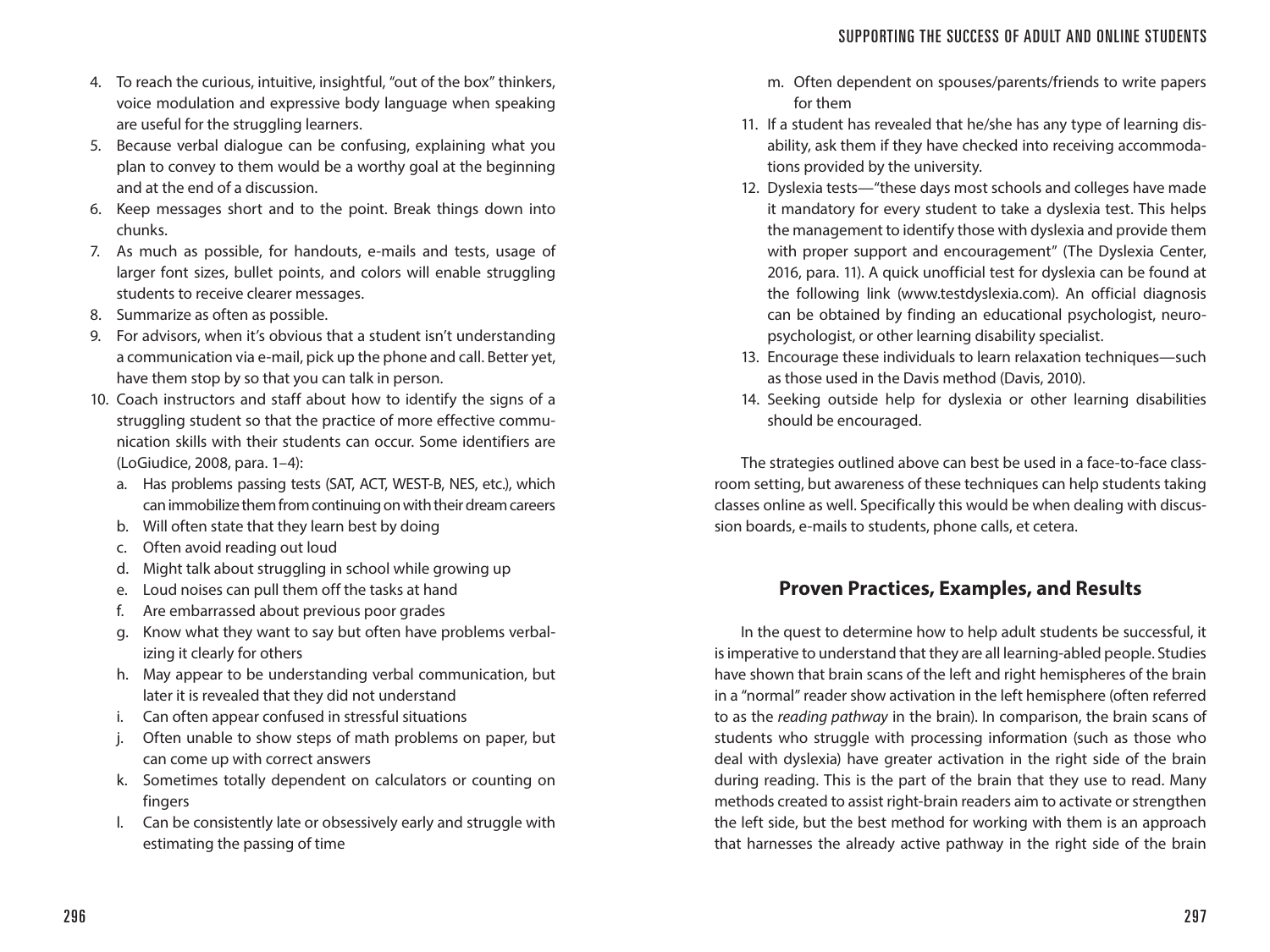4. To reach the curious, intuitive, insightful, "out of the box" thinkers, voice modulation and expressive body language when speaking are useful for the struggling learners.
5. Because verbal dialogue can be confusing, explaining what you plan to convey to them would be a worthy goal at the beginning and at the end of a discussion.
6. Keep messages short and to the point. Break things down into chunks.
7. As much as possible, for handouts, e-mails and tests, usage of larger font sizes, bullet points, and colors will enable struggling students to receive clearer messages.
8. Summarize as often as possible.
9. For advisors, when it's obvious that a student isn't understanding a communication via e-mail, pick up the phone and call. Better yet, have them stop by so that you can talk in person.
10. Coach instructors and staff about how to identify the signs of a struggling student so that the practice of more effective communication skills with their students can occur. Some identifiers are (LoGiudice, 2008, para. 1–4):
    a. Has problems passing tests (SAT, ACT, WEST-B, NES, etc.), which can immobilize them from continuing on with their dream careers
    b. Will often state that they learn best by doing
    c. Often avoid reading out loud
    d. Might talk about struggling in school while growing up
    e. Loud noises can pull them off the tasks at hand
    f. Are embarrassed about previous poor grades
    g. Know what they want to say but often have problems verbalizing it clearly for others
    h. May appear to be understanding verbal communication, but later it is revealed that they did not understand
    i. Can often appear confused in stressful situations
    j. Often unable to show steps of math problems on paper, but can come up with correct answers
    k. Sometimes totally dependent on calculators or counting on fingers
    l. Can be consistently late or obsessively early and struggle with estimating the passing of time
    m. Often dependent on spouses/parents/friends to write papers for them
11. If a student has revealed that he/she has any type of learning disability, ask them if they have checked into receiving accommodations provided by the university.
12. Dyslexia tests—"these days most schools and colleges have made it mandatory for every student to take a dyslexia test. This helps the management to identify those with dyslexia and provide them with proper support and encouragement" (The Dyslexia Center, 2016, para. 11). A quick unofficial test for dyslexia can be found at the following link (www.testdyslexia.com). An official diagnosis can be obtained by finding an educational psychologist, neuropsychologist, or other learning disability specialist.
13. Encourage these individuals to learn relaxation techniques—such as those used in the Davis method (Davis, 2010).
14. Seeking outside help for dyslexia or other learning disabilities should be encouraged.

The strategies outlined above can best be used in a face-to-face classroom setting, but awareness of these techniques can help students taking classes online as well. Specifically this would be when dealing with discussion boards, e-mails to students, phone calls, et cetera.

## Proven Practices, Examples, and Results

In the quest to determine how to help adult students be successful, it is imperative to understand that they are all learning-abled people. Studies have shown that brain scans of the left and right hemispheres of the brain in a "normal" reader show activation in the left hemisphere (often referred to as the *reading pathway* in the brain). In comparison, the brain scans of students who struggle with processing information (such as those who deal with dyslexia) have greater activation in the right side of the brain during reading. This is the part of the brain that they use to read. Many methods created to assist right-brain readers aim to activate or strengthen the left side, but the best method for working with them is an approach that harnesses the already active pathway in the right side of the brain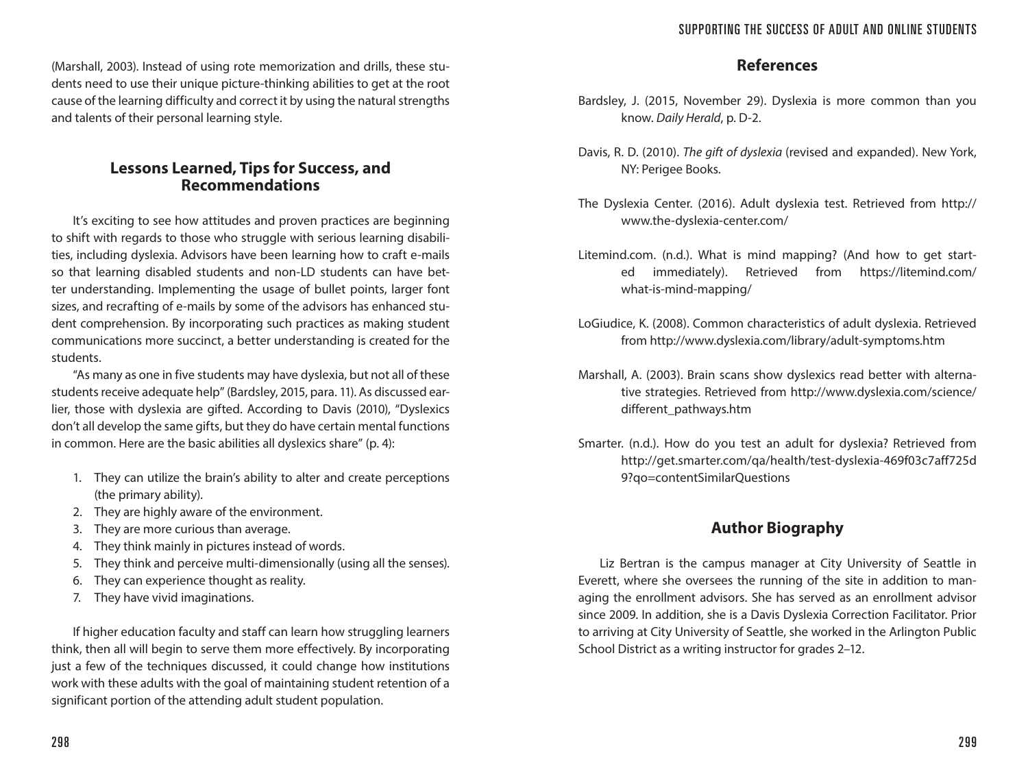(Marshall, 2003). Instead of using rote memorization and drills, these students need to use their unique picture-thinking abilities to get at the root cause of the learning difficulty and correct it by using the natural strengths and talents of their personal learning style.

## Lessons Learned, Tips for Success, and Recommendations

It's exciting to see how attitudes and proven practices are beginning to shift with regards to those who struggle with serious learning disabilities, including dyslexia. Advisors have been learning how to craft e-mails so that learning disabled students and non-LD students can have better understanding. Implementing the usage of bullet points, larger font sizes, and recrafting of e-mails by some of the advisors has enhanced student comprehension. By incorporating such practices as making student communications more succinct, a better understanding is created for the students.

"As many as one in five students may have dyslexia, but not all of these students receive adequate help" (Bardsley, 2015, para. 11). As discussed earlier, those with dyslexia are gifted. According to Davis (2010), "Dyslexics don't all develop the same gifts, but they do have certain mental functions in common. Here are the basic abilities all dyslexics share" (p. 4):

1. They can utilize the brain's ability to alter and create perceptions (the primary ability).
2. They are highly aware of the environment.
3. They are more curious than average.
4. They think mainly in pictures instead of words.
5. They think and perceive multi-dimensionally (using all the senses).
6. They can experience thought as reality.
7. They have vivid imaginations.

If higher education faculty and staff can learn how struggling learners think, then all will begin to serve them more effectively. By incorporating just a few of the techniques discussed, it could change how institutions work with these adults with the goal of maintaining student retention of a significant portion of the attending adult student population.

## References

Bardsley, J. (2015, November 29). Dyslexia is more common than you know. *Daily Herald*, p. D-2.

Davis, R. D. (2010). *The gift of dyslexia* (revised and expanded). New York, NY: Perigee Books.

The Dyslexia Center. (2016). Adult dyslexia test. Retrieved from http://www.the-dyslexia-center.com/

Litemind.com. (n.d.). What is mind mapping? (And how to get started immediately). Retrieved from https://litemind.com/what-is-mind-mapping/

LoGiudice, K. (2008). Common characteristics of adult dyslexia. Retrieved from http://www.dyslexia.com/library/adult-symptoms.htm

Marshall, A. (2003). Brain scans show dyslexics read better with alternative strategies. Retrieved from http://www.dyslexia.com/science/different_pathways.htm

Smarter. (n.d.). How do you test an adult for dyslexia? Retrieved from http://get.smarter.com/qa/health/test-dyslexia-469f03c7aff725d9?qo=contentSimilarQuestions

## Author Biography

Liz Bertran is the campus manager at City University of Seattle in Everett, where she oversees the running of the site in addition to managing the enrollment advisors. She has served as an enrollment advisor since 2009. In addition, she is a Davis Dyslexia Correction Facilitator. Prior to arriving at City University of Seattle, she worked in the Arlington Public School District as a writing instructor for grades 2–12.